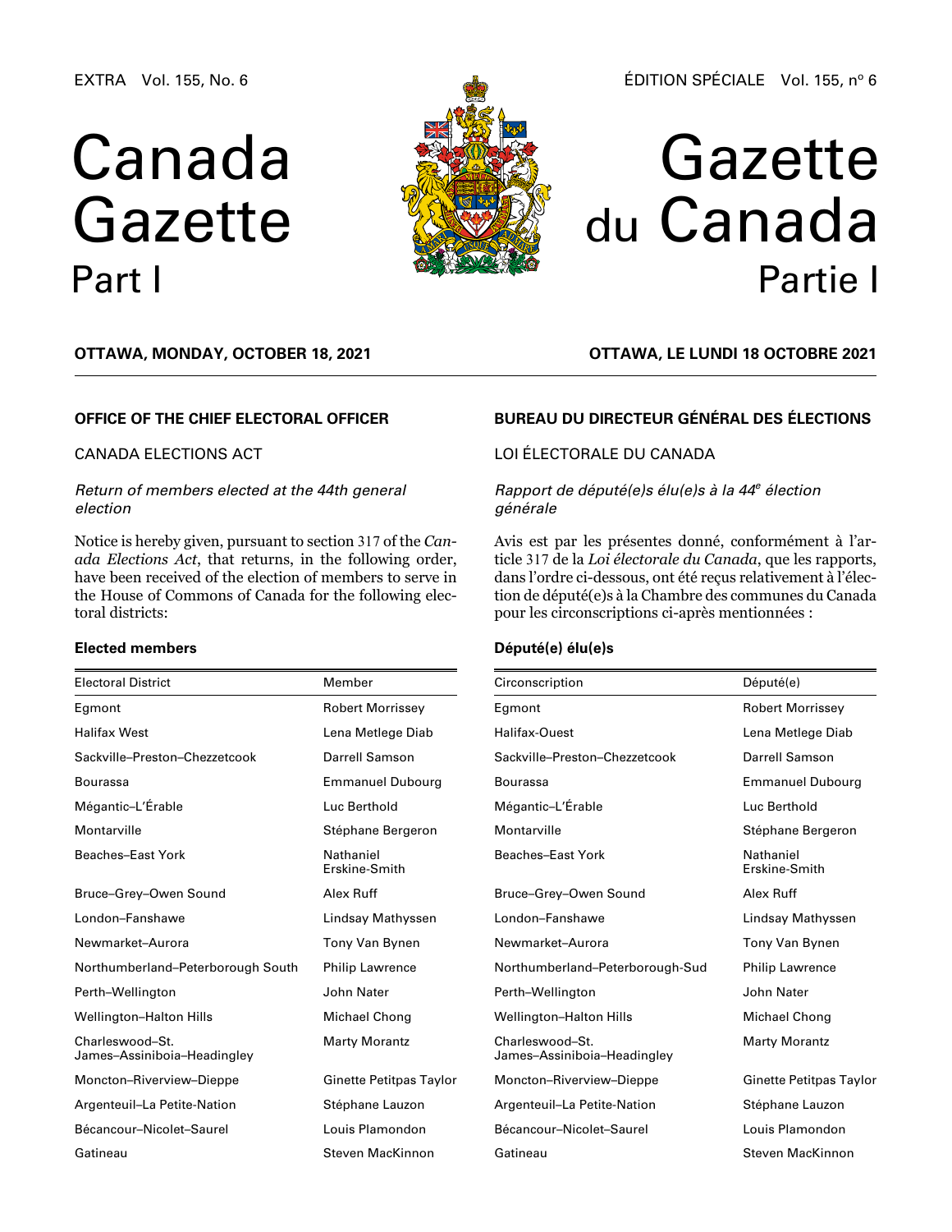EXTRA Vol. 155, No. 6

# Canada Gazette Part I

**OTTAWA, MONDAY, OCTOBER 18, 2021**

## OFFICE OF THE CHIEF ELECTORAL OFFICER

CANADA ELECTIONS ACT

*Return of members elected at the 44th general election*

Notice is hereby given, pursuant to section 317 of the *Canada Elections Act*, that returns, in the following order, have been received of the election of members to serve in the House of Commons of Canada for the following electoral districts:

**Elected members**

| Electoral District | Member |
|---|---|
| Egmont | Robert Morrissey |
| Halifax West | Lena Metlege Diab |
| Sackville–Preston–Chezzetcook | Darrell Samson |
| Bourassa | Emmanuel Dubourg |
| Mégantic–L'Érable | Luc Berthold |
| Montarville | Stéphane Bergeron |
| Beaches–East York | Nathaniel Erskine-Smith |
| Bruce–Grey–Owen Sound | Alex Ruff |
| London–Fanshawe | Lindsay Mathyssen |
| Newmarket–Aurora | Tony Van Bynen |
| Northumberland–Peterborough South | Philip Lawrence |
| Perth–Wellington | John Nater |
| Wellington–Halton Hills | Michael Chong |
| Charleswood–St. James–Assiniboia–Headingley | Marty Morantz |
| Moncton–Riverview–Dieppe | Ginette Petitpas Taylor |
| Argenteuil–La Petite-Nation | Stéphane Lauzon |
| Bécancour–Nicolet–Saurel | Louis Plamondon |
| Gatineau | Steven MacKinnon |

ÉDITION SPÉCIALE Vol. 155, nº 6

# Gazette du Canada Partie I

**OTTAWA, LE LUNDI 18 OCTOBRE 2021**

## BUREAU DU DIRECTEUR GÉNÉRAL DES ÉLECTIONS

LOI ÉLECTORALE DU CANADA

*Rapport de député(e)s élu(e)s à la 44e élection générale*

Avis est par les présentes donné, conformément à l'article 317 de la *Loi électorale du Canada*, que les rapports, dans l'ordre ci-dessous, ont été reçus relativement à l'élection de député(e)s à la Chambre des communes du Canada pour les circonscriptions ci-après mentionnées :

**Député(e) élu(e)s**

| Circonscription | Député(e) |
|---|---|
| Egmont | Robert Morrissey |
| Halifax-Ouest | Lena Metlege Diab |
| Sackville–Preston–Chezzetcook | Darrell Samson |
| Bourassa | Emmanuel Dubourg |
| Mégantic–L'Érable | Luc Berthold |
| Montarville | Stéphane Bergeron |
| Beaches–East York | Nathaniel Erskine-Smith |
| Bruce–Grey–Owen Sound | Alex Ruff |
| London–Fanshawe | Lindsay Mathyssen |
| Newmarket–Aurora | Tony Van Bynen |
| Northumberland–Peterborough-Sud | Philip Lawrence |
| Perth–Wellington | John Nater |
| Wellington–Halton Hills | Michael Chong |
| Charleswood–St. James–Assiniboia–Headingley | Marty Morantz |
| Moncton–Riverview–Dieppe | Ginette Petitpas Taylor |
| Argenteuil–La Petite-Nation | Stéphane Lauzon |
| Bécancour–Nicolet–Saurel | Louis Plamondon |
| Gatineau | Steven MacKinnon |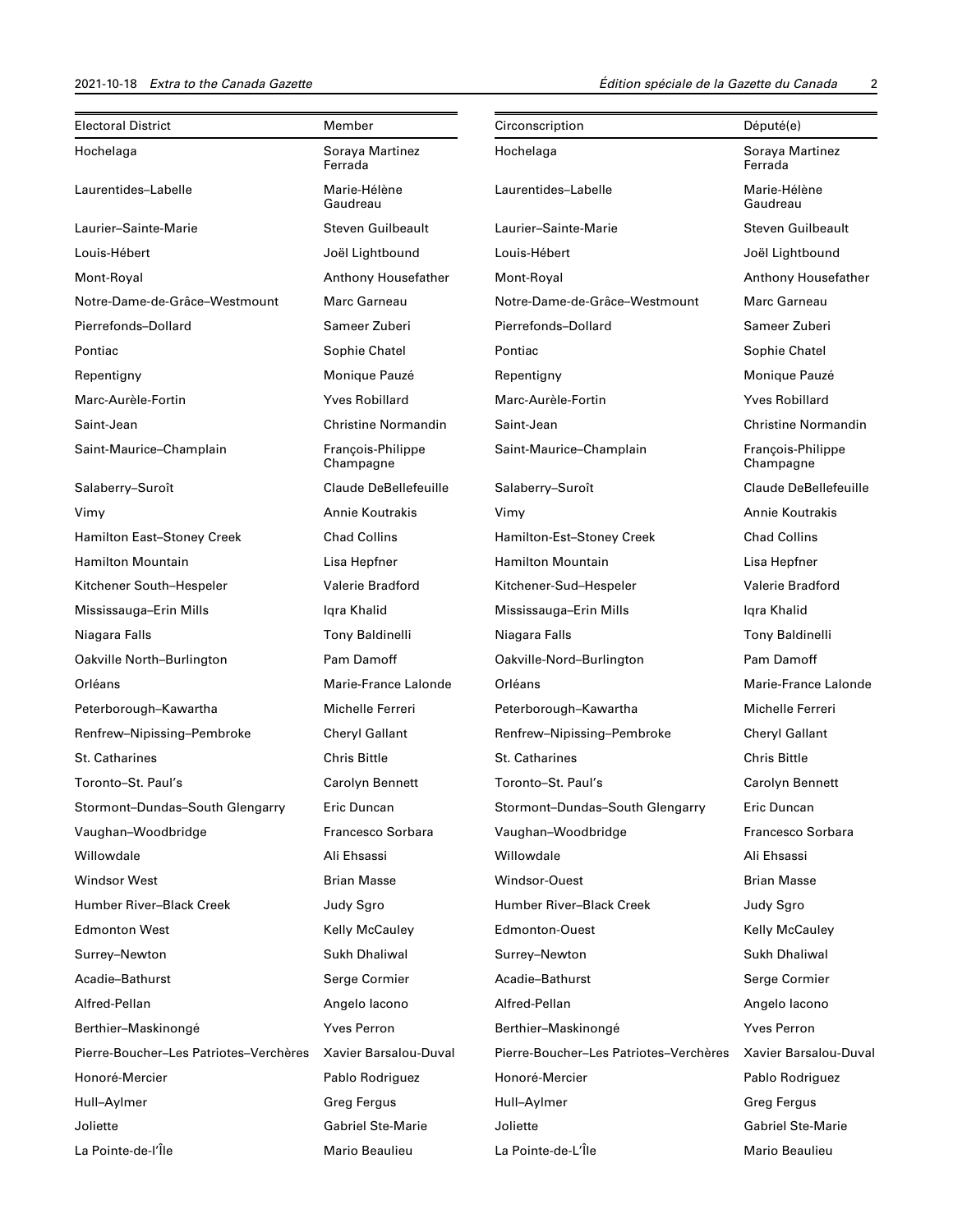| Electoral District | Member | Circonscription | Député(e) |
|---|---|---|---|
| Hochelaga | Soraya Martinez Ferrada | Hochelaga | Soraya Martinez Ferrada |
| Laurentides–Labelle | Marie-Hélène Gaudreau | Laurentides–Labelle | Marie-Hélène Gaudreau |
| Laurier–Sainte-Marie | Steven Guilbeault | Laurier–Sainte-Marie | Steven Guilbeault |
| Louis-Hébert | Joël Lightbound | Louis-Hébert | Joël Lightbound |
| Mont-Royal | Anthony Housefather | Mont-Royal | Anthony Housefather |
| Notre-Dame-de-Grâce–Westmount | Marc Garneau | Notre-Dame-de-Grâce–Westmount | Marc Garneau |
| Pierrefonds–Dollard | Sameer Zuberi | Pierrefonds–Dollard | Sameer Zuberi |
| Pontiac | Sophie Chatel | Pontiac | Sophie Chatel |
| Repentigny | Monique Pauzé | Repentigny | Monique Pauzé |
| Marc-Aurèle-Fortin | Yves Robillard | Marc-Aurèle-Fortin | Yves Robillard |
| Saint-Jean | Christine Normandin | Saint-Jean | Christine Normandin |
| Saint-Maurice–Champlain | François-Philippe Champagne | Saint-Maurice–Champlain | François-Philippe Champagne |
| Salaberry–Suroît | Claude DeBellefeuille | Salaberry–Suroît | Claude DeBellefeuille |
| Vimy | Annie Koutrakis | Vimy | Annie Koutrakis |
| Hamilton East–Stoney Creek | Chad Collins | Hamilton-Est–Stoney Creek | Chad Collins |
| Hamilton Mountain | Lisa Hepfner | Hamilton Mountain | Lisa Hepfner |
| Kitchener South–Hespeler | Valerie Bradford | Kitchener-Sud–Hespeler | Valerie Bradford |
| Mississauga–Erin Mills | Iqra Khalid | Mississauga–Erin Mills | Iqra Khalid |
| Niagara Falls | Tony Baldinelli | Niagara Falls | Tony Baldinelli |
| Oakville North–Burlington | Pam Damoff | Oakville-Nord–Burlington | Pam Damoff |
| Orléans | Marie-France Lalonde | Orléans | Marie-France Lalonde |
| Peterborough–Kawartha | Michelle Ferreri | Peterborough–Kawartha | Michelle Ferreri |
| Renfrew–Nipissing–Pembroke | Cheryl Gallant | Renfrew–Nipissing–Pembroke | Cheryl Gallant |
| St. Catharines | Chris Bittle | St. Catharines | Chris Bittle |
| Toronto–St. Paul's | Carolyn Bennett | Toronto–St. Paul's | Carolyn Bennett |
| Stormont–Dundas–South Glengarry | Eric Duncan | Stormont–Dundas–South Glengarry | Eric Duncan |
| Vaughan–Woodbridge | Francesco Sorbara | Vaughan–Woodbridge | Francesco Sorbara |
| Willowdale | Ali Ehsassi | Willowdale | Ali Ehsassi |
| Windsor West | Brian Masse | Windsor-Ouest | Brian Masse |
| Humber River–Black Creek | Judy Sgro | Humber River–Black Creek | Judy Sgro |
| Edmonton West | Kelly McCauley | Edmonton-Ouest | Kelly McCauley |
| Surrey–Newton | Sukh Dhaliwal | Surrey–Newton | Sukh Dhaliwal |
| Acadie–Bathurst | Serge Cormier | Acadie–Bathurst | Serge Cormier |
| Alfred-Pellan | Angelo Iacono | Alfred-Pellan | Angelo Iacono |
| Berthier–Maskinongé | Yves Perron | Berthier–Maskinongé | Yves Perron |
| Pierre-Boucher–Les Patriotes–Verchères | Xavier Barsalou-Duval | Pierre-Boucher–Les Patriotes–Verchères | Xavier Barsalou-Duval |
| Honoré-Mercier | Pablo Rodriguez | Honoré-Mercier | Pablo Rodriguez |
| Hull–Aylmer | Greg Fergus | Hull–Aylmer | Greg Fergus |
| Joliette | Gabriel Ste-Marie | Joliette | Gabriel Ste-Marie |
| La Pointe-de-l'Île | Mario Beaulieu | La Pointe-de-L'Île | Mario Beaulieu |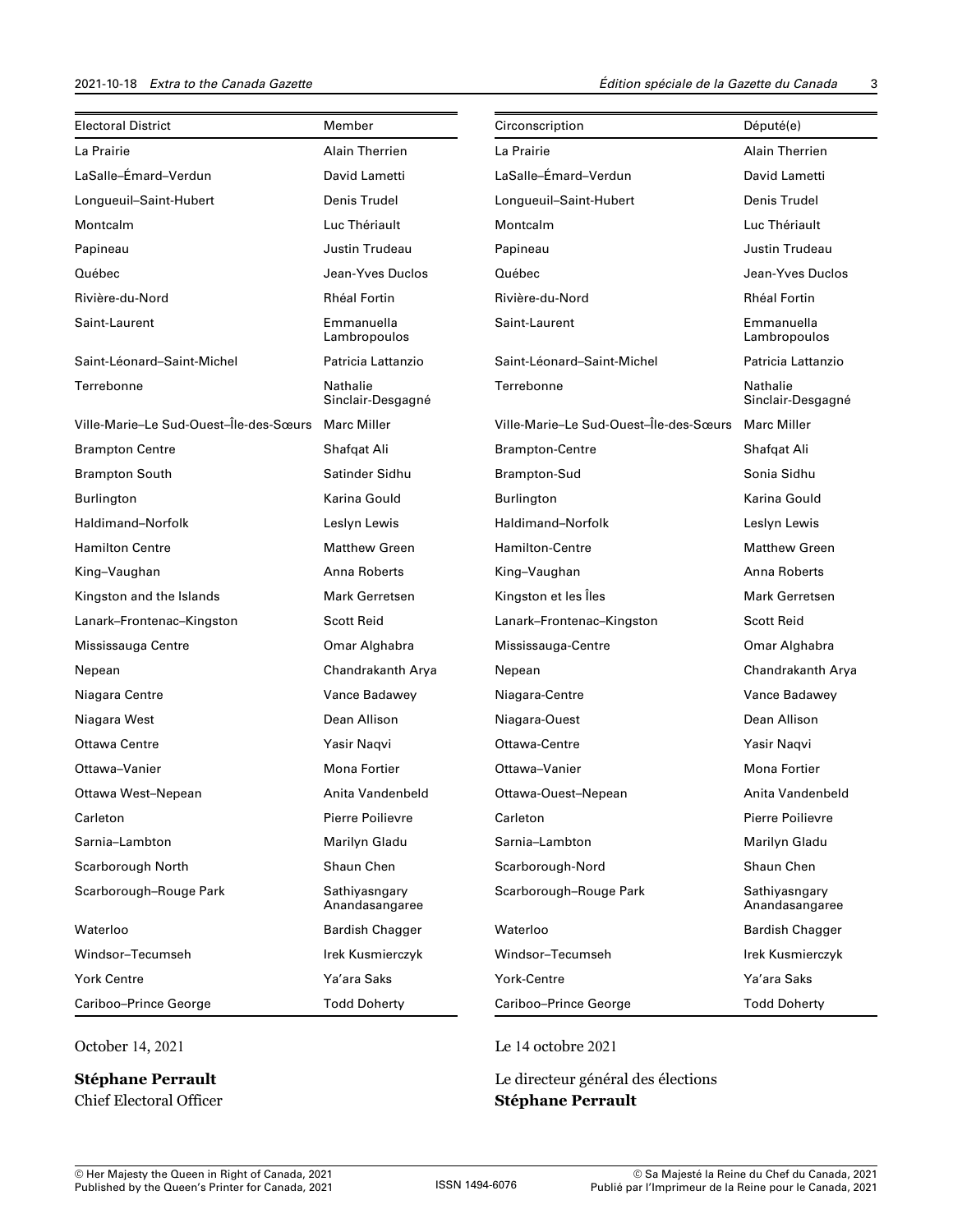| Electoral District | Member |
|---|---|
| La Prairie | Alain Therrien |
| LaSalle–Émard–Verdun | David Lametti |
| Longueuil–Saint-Hubert | Denis Trudel |
| Montcalm | Luc Thériault |
| Papineau | Justin Trudeau |
| Québec | Jean-Yves Duclos |
| Rivière-du-Nord | Rhéal Fortin |
| Saint-Laurent | Emmanuella Lambropoulos |
| Saint-Léonard–Saint-Michel | Patricia Lattanzio |
| Terrebonne | Nathalie Sinclair-Desgagné |
| Ville-Marie–Le Sud-Ouest–Île-des-Sœurs | Marc Miller |
| Brampton Centre | Shafqat Ali |
| Brampton South | Satinder Sidhu |
| Burlington | Karina Gould |
| Haldimand–Norfolk | Leslyn Lewis |
| Hamilton Centre | Matthew Green |
| King–Vaughan | Anna Roberts |
| Kingston and the Islands | Mark Gerretsen |
| Lanark–Frontenac–Kingston | Scott Reid |
| Mississauga Centre | Omar Alghabra |
| Nepean | Chandrakanth Arya |
| Niagara Centre | Vance Badawey |
| Niagara West | Dean Allison |
| Ottawa Centre | Yasir Naqvi |
| Ottawa–Vanier | Mona Fortier |
| Ottawa West–Nepean | Anita Vandenbeld |
| Carleton | Pierre Poilievre |
| Sarnia–Lambton | Marilyn Gladu |
| Scarborough North | Shaun Chen |
| Scarborough–Rouge Park | Sathiyasngary Anandasangaree |
| Waterloo | Bardish Chagger |
| Windsor–Tecumseh | Irek Kusmierczyk |
| York Centre | Ya'ara Saks |
| Cariboo–Prince George | Todd Doherty |

October 14, 2021

**Stéphane Perrault**
Chief Electoral Officer

| Circonscription | Député(e) |
|---|---|
| La Prairie | Alain Therrien |
| LaSalle–Émard–Verdun | David Lametti |
| Longueuil–Saint-Hubert | Denis Trudel |
| Montcalm | Luc Thériault |
| Papineau | Justin Trudeau |
| Québec | Jean-Yves Duclos |
| Rivière-du-Nord | Rhéal Fortin |
| Saint-Laurent | Emmanuella Lambropoulos |
| Saint-Léonard–Saint-Michel | Patricia Lattanzio |
| Terrebonne | Nathalie Sinclair-Desgagné |
| Ville-Marie–Le Sud-Ouest–Île-des-Sœurs | Marc Miller |
| Brampton-Centre | Shafqat Ali |
| Brampton-Sud | Sonia Sidhu |
| Burlington | Karina Gould |
| Haldimand–Norfolk | Leslyn Lewis |
| Hamilton-Centre | Matthew Green |
| King–Vaughan | Anna Roberts |
| Kingston et les Îles | Mark Gerretsen |
| Lanark–Frontenac–Kingston | Scott Reid |
| Mississauga-Centre | Omar Alghabra |
| Nepean | Chandrakanth Arya |
| Niagara-Centre | Vance Badawey |
| Niagara-Ouest | Dean Allison |
| Ottawa-Centre | Yasir Naqvi |
| Ottawa–Vanier | Mona Fortier |
| Ottawa-Ouest–Nepean | Anita Vandenbeld |
| Carleton | Pierre Poilievre |
| Sarnia–Lambton | Marilyn Gladu |
| Scarborough-Nord | Shaun Chen |
| Scarborough–Rouge Park | Sathiyasngary Anandasangaree |
| Waterloo | Bardish Chagger |
| Windsor–Tecumseh | Irek Kusmierczyk |
| York-Centre | Ya'ara Saks |
| Cariboo–Prince George | Todd Doherty |

Le 14 octobre 2021

Le directeur général des élections
**Stéphane Perrault**